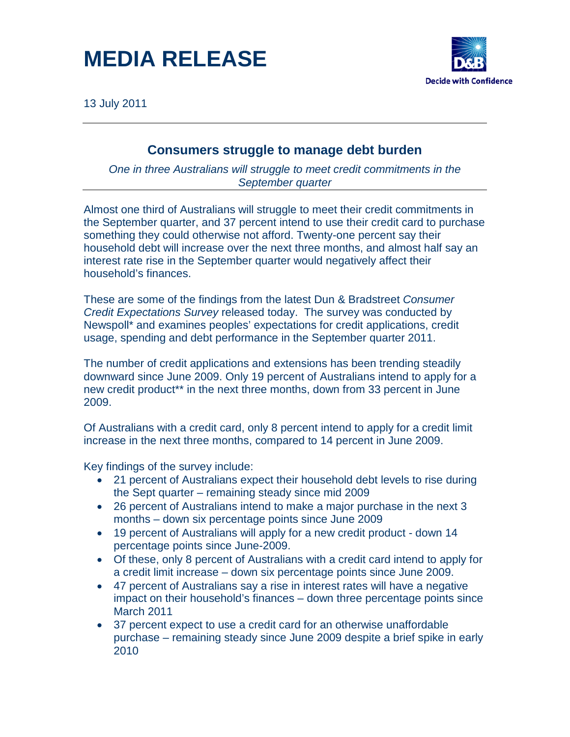# MEDIA RELEASE

Decide with Confidence

13 July 2011

## Consumers struggle to manage debt burden

*One in three Australians will struggle to meet credit commitments in the September quarter*

Almost one third of Australians will struggle to meet their credit commitments in the September quarter, and 37 percent intend to use their credit card to purchase something they could otherwise not afford. Twenty-one percent say their household debt will increase over the next three months, and almost half say an interest rate rise in the September quarter would negatively affect their household's finances.

These are some of the findings from the latest Dun & Bradstreet *Consumer Credit Expectations Survey* released today. The survey was conducted by Newspoll* and examines peoples' expectations for credit applications, credit usage, spending and debt performance in the September quarter 2011.

The number of credit applications and extensions has been trending steadily downward since June 2009. Only 19 percent of Australians intend to apply for a new credit product** in the next three months, down from 33 percent in June 2009.

Of Australians with a credit card, only 8 percent intend to apply for a credit limit increase in the next three months, compared to 14 percent in June 2009.

Key findings of the survey include:

- 21 percent of Australians expect their household debt levels to rise during the Sept quarter – remaining steady since mid 2009
- 26 percent of Australians intend to make a major purchase in the next 3 months – down six percentage points since June 2009
- 19 percent of Australians will apply for a new credit product - down 14 percentage points since June-2009.
- Of these, only 8 percent of Australians with a credit card intend to apply for a credit limit increase – down six percentage points since June 2009.
- 47 percent of Australians say a rise in interest rates will have a negative impact on their household's finances – down three percentage points since March 2011
- 37 percent expect to use a credit card for an otherwise unaffordable purchase – remaining steady since June 2009 despite a brief spike in early 2010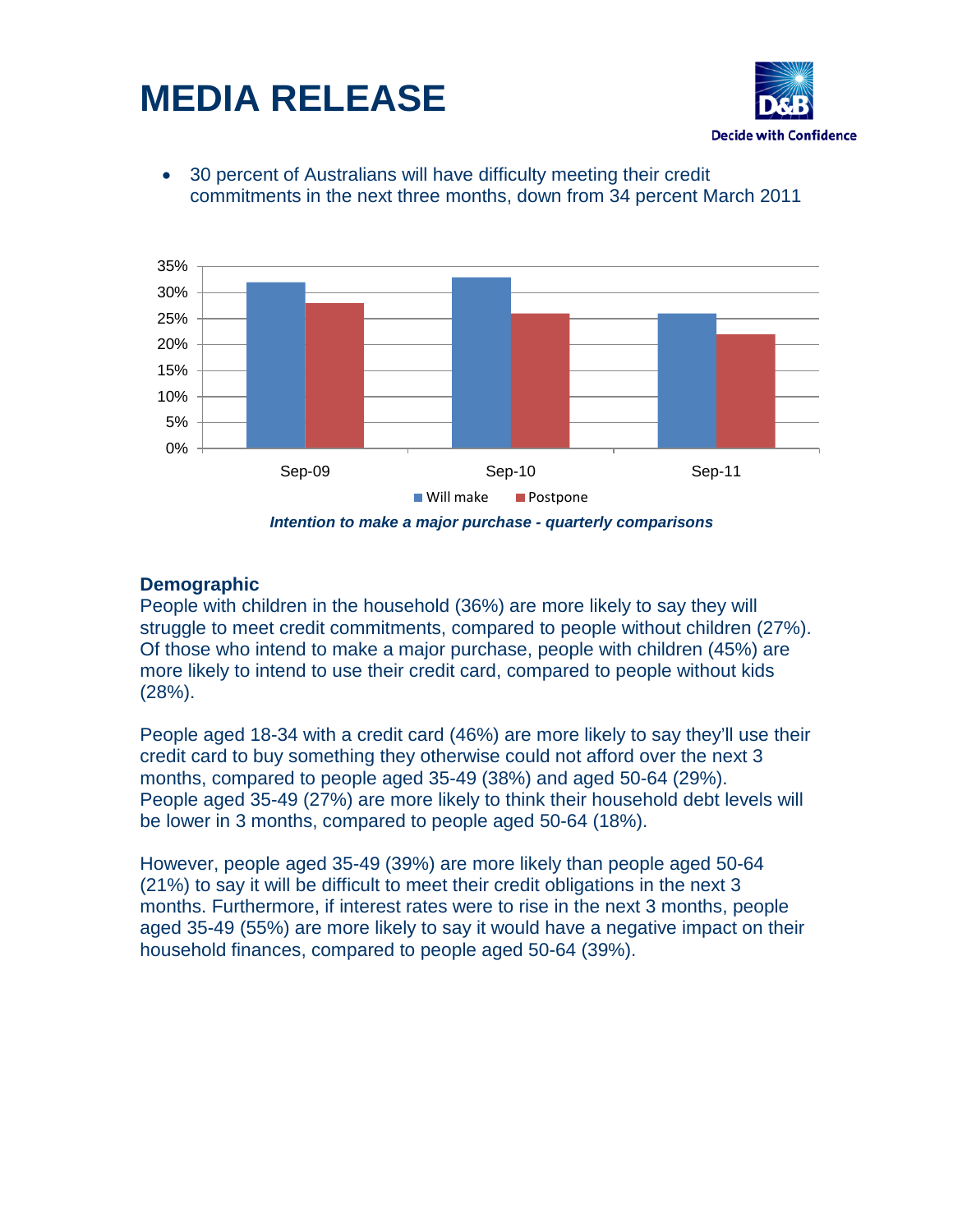# MEDIA RELEASE

- 30 percent of Australians will have difficulty meeting their credit commitments in the next three months, down from 34 percent March 2011

*Intention to make a major purchase - quarterly comparisons*

### Demographic

People with children in the household (36%) are more likely to say they will struggle to meet credit commitments, compared to people without children (27%). Of those who intend to make a major purchase, people with children (45%) are more likely to intend to use their credit card, compared to people without kids (28%).

People aged 18-34 with a credit card (46%) are more likely to say they'll use their credit card to buy something they otherwise could not afford over the next 3 months, compared to people aged 35-49 (38%) and aged 50-64 (29%). People aged 35-49 (27%) are more likely to think their household debt levels will be lower in 3 months, compared to people aged 50-64 (18%).

However, people aged 35-49 (39%) are more likely than people aged 50-64 (21%) to say it will be difficult to meet their credit obligations in the next 3 months. Furthermore, if interest rates were to rise in the next 3 months, people aged 35-49 (55%) are more likely to say it would have a negative impact on their household finances, compared to people aged 50-64 (39%).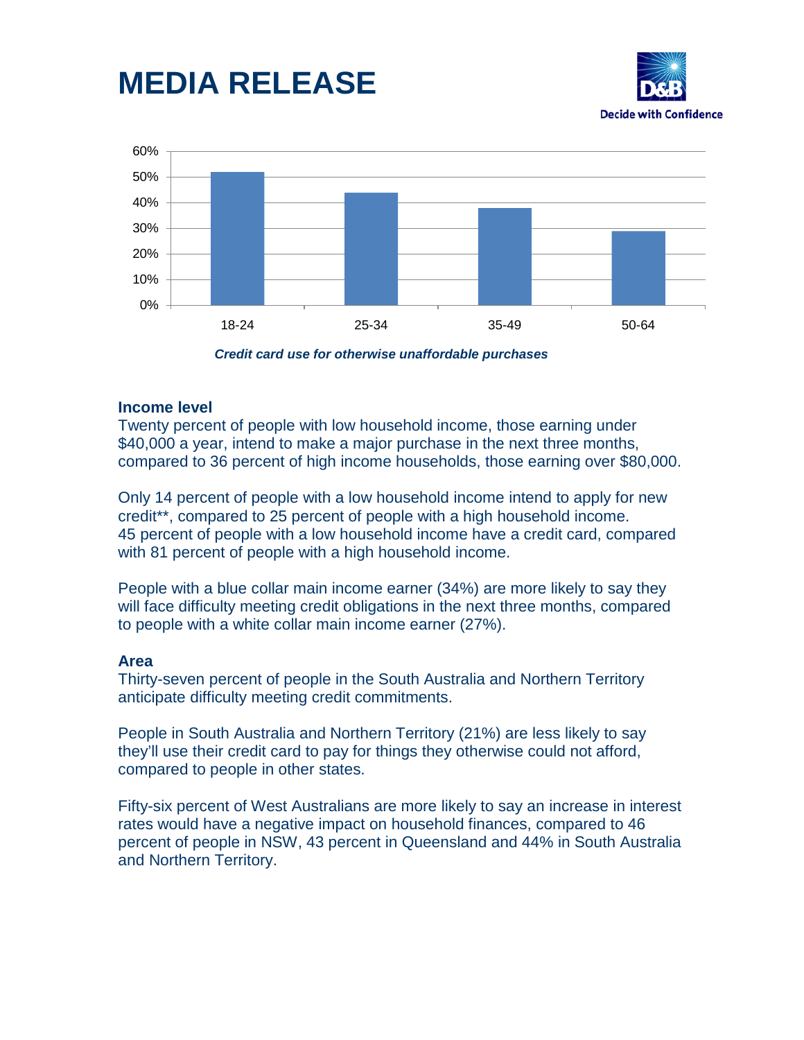# MEDIA RELEASE

*Credit card use for otherwise unaffordable purchases*

### Income level

Twenty percent of people with low household income, those earning under $40,000 a year, intend to make a major purchase in the next three months, compared to 36 percent of high income households, those earning over $80,000.

Only 14 percent of people with a low household income intend to apply for new credit**, compared to 25 percent of people with a high household income. 45 percent of people with a low household income have a credit card, compared with 81 percent of people with a high household income.

People with a blue collar main income earner (34%) are more likely to say they will face difficulty meeting credit obligations in the next three months, compared to people with a white collar main income earner (27%).

### Area

Thirty-seven percent of people in the South Australia and Northern Territory anticipate difficulty meeting credit commitments.

People in South Australia and Northern Territory (21%) are less likely to say they'll use their credit card to pay for things they otherwise could not afford, compared to people in other states.

Fifty-six percent of West Australians are more likely to say an increase in interest rates would have a negative impact on household finances, compared to 46 percent of people in NSW, 43 percent in Queensland and 44% in South Australia and Northern Territory.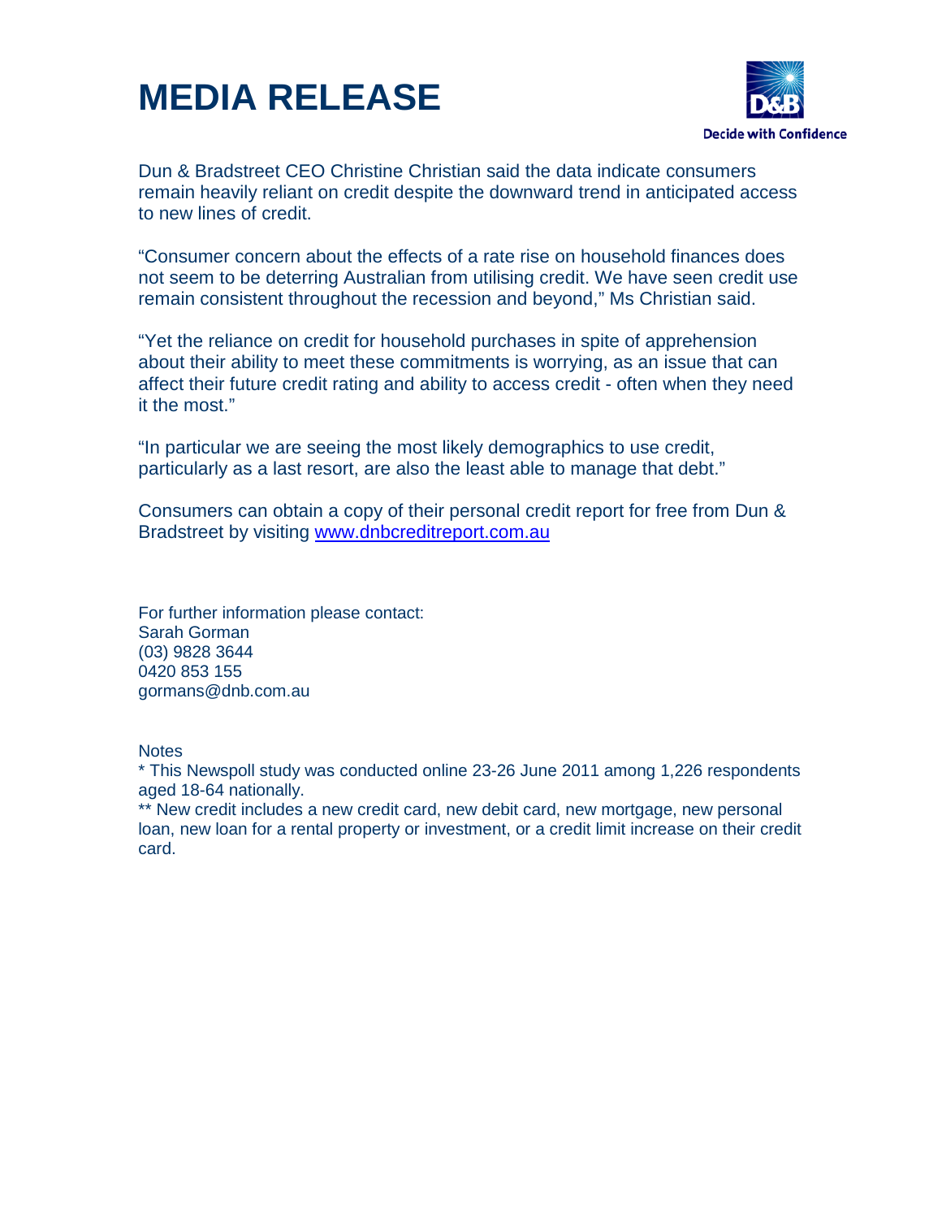# MEDIA RELEASE

Decide with Confidence

Dun & Bradstreet CEO Christine Christian said the data indicate consumers remain heavily reliant on credit despite the downward trend in anticipated access to new lines of credit.

"Consumer concern about the effects of a rate rise on household finances does not seem to be deterring Australian from utilising credit. We have seen credit use remain consistent throughout the recession and beyond," Ms Christian said.

"Yet the reliance on credit for household purchases in spite of apprehension about their ability to meet these commitments is worrying, as an issue that can affect their future credit rating and ability to access credit - often when they need it the most."

"In particular we are seeing the most likely demographics to use credit, particularly as a last resort, are also the least able to manage that debt."

Consumers can obtain a copy of their personal credit report for free from Dun & Bradstreet by visiting [www.dnbcreditreport.com.au](http://www.dnbcreditreport.com.au)

For further information please contact:
Sarah Gorman
(03) 9828 3644
0420 853 155
gormans@dnb.com.au

Notes

* This Newspoll study was conducted online 23-26 June 2011 among 1,226 respondents aged 18-64 nationally.

** New credit includes a new credit card, new debit card, new mortgage, new personal loan, new loan for a rental property or investment, or a credit limit increase on their credit card.